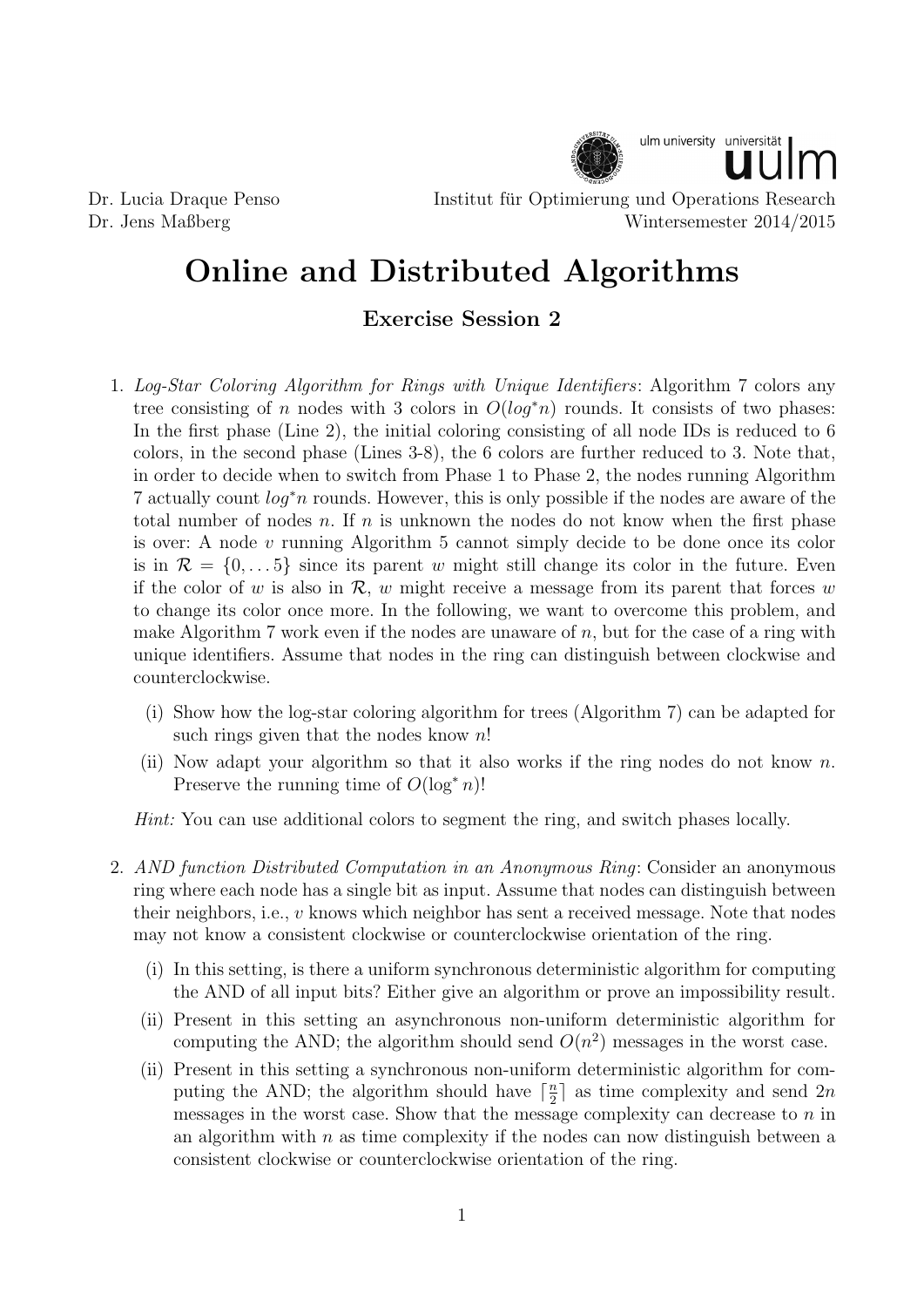Dr. Lucia Draque Penso
Dr. Jens Maßberg

Institut für Optimierung und Operations Research
Wintersemester 2014/2015

# Online and Distributed Algorithms

## Exercise Session 2

1. *Log-Star Coloring Algorithm for Rings with Unique Identifiers*: Algorithm 7 colors any tree consisting of $n$ nodes with 3 colors in $O(log^*n)$ rounds. It consists of two phases: In the first phase (Line 2), the initial coloring consisting of all node IDs is reduced to 6 colors, in the second phase (Lines 3-8), the 6 colors are further reduced to 3. Note that, in order to decide when to switch from Phase 1 to Phase 2, the nodes running Algorithm 7 actually count $log^*n$ rounds. However, this is only possible if the nodes are aware of the total number of nodes $n$. If $n$ is unknown the nodes do not know when the first phase is over: A node $v$ running Algorithm 5 cannot simply decide to be done once its color is in $\mathcal{R} = \{0, \dots 5\}$ since its parent $w$ might still change its color in the future. Even if the color of $w$ is also in $\mathcal{R}$, $w$ might receive a message from its parent that forces $w$ to change its color once more. In the following, we want to overcome this problem, and make Algorithm 7 work even if the nodes are unaware of $n$, but for the case of a ring with unique identifiers. Assume that nodes in the ring can distinguish between clockwise and counterclockwise.

   (i) Show how the log-star coloring algorithm for trees (Algorithm 7) can be adapted for such rings given that the nodes know $n$!

   (ii) Now adapt your algorithm so that it also works if the ring nodes do not know $n$. Preserve the running time of $O(\log^* n)$!

   *Hint:* You can use additional colors to segment the ring, and switch phases locally.

2. *AND function Distributed Computation in an Anonymous Ring*: Consider an anonymous ring where each node has a single bit as input. Assume that nodes can distinguish between their neighbors, i.e., $v$ knows which neighbor has sent a received message. Note that nodes may not know a consistent clockwise or counterclockwise orientation of the ring.

   (i) In this setting, is there a uniform synchronous deterministic algorithm for computing the AND of all input bits? Either give an algorithm or prove an impossibility result.

   (ii) Present in this setting an asynchronous non-uniform deterministic algorithm for computing the AND; the algorithm should send $O(n^2)$ messages in the worst case.

   (ii) Present in this setting a synchronous non-uniform deterministic algorithm for computing the AND; the algorithm should have $\lceil \frac{n}{2} \rceil$ as time complexity and send $2n$ messages in the worst case. Show that the message complexity can decrease to $n$ in an algorithm with $n$ as time complexity if the nodes can now distinguish between a consistent clockwise or counterclockwise orientation of the ring.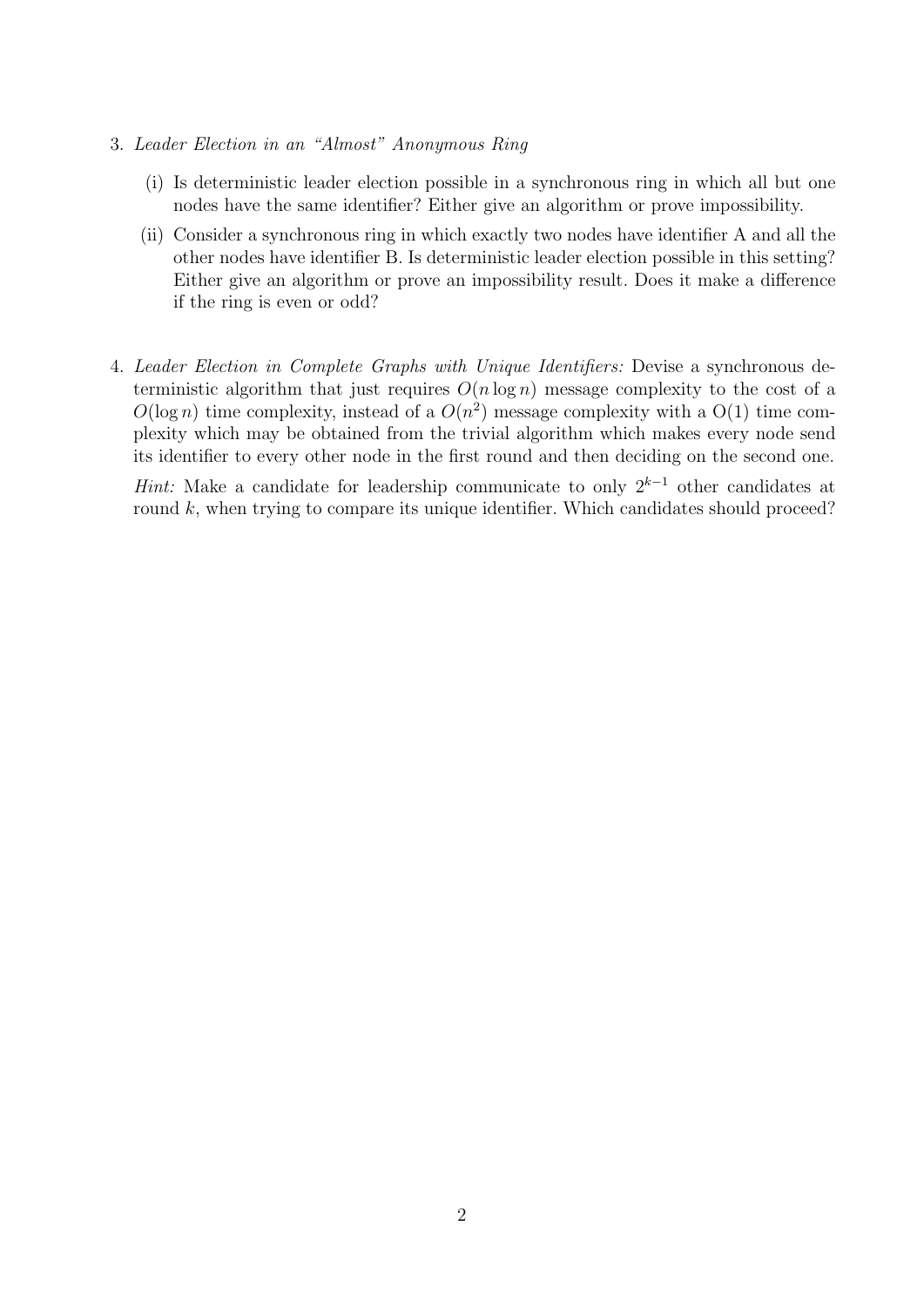3. *Leader Election in an "Almost" Anonymous Ring*

   (i) Is deterministic leader election possible in a synchronous ring in which all but one nodes have the same identifier? Either give an algorithm or prove impossibility.

   (ii) Consider a synchronous ring in which exactly two nodes have identifier A and all the other nodes have identifier B. Is deterministic leader election possible in this setting? Either give an algorithm or prove an impossibility result. Does it make a difference if the ring is even or odd?

4. *Leader Election in Complete Graphs with Unique Identifiers:* Devise a synchronous deterministic algorithm that just requires $O(n \log n)$ message complexity to the cost of a $O(\log n)$ time complexity, instead of a $O(n^2)$ message complexity with a O(1) time complexity which may be obtained from the trivial algorithm which makes every node send its identifier to every other node in the first round and then deciding on the second one.

   *Hint:* Make a candidate for leadership communicate to only $2^{k-1}$ other candidates at round $k$, when trying to compare its unique identifier. Which candidates should proceed?